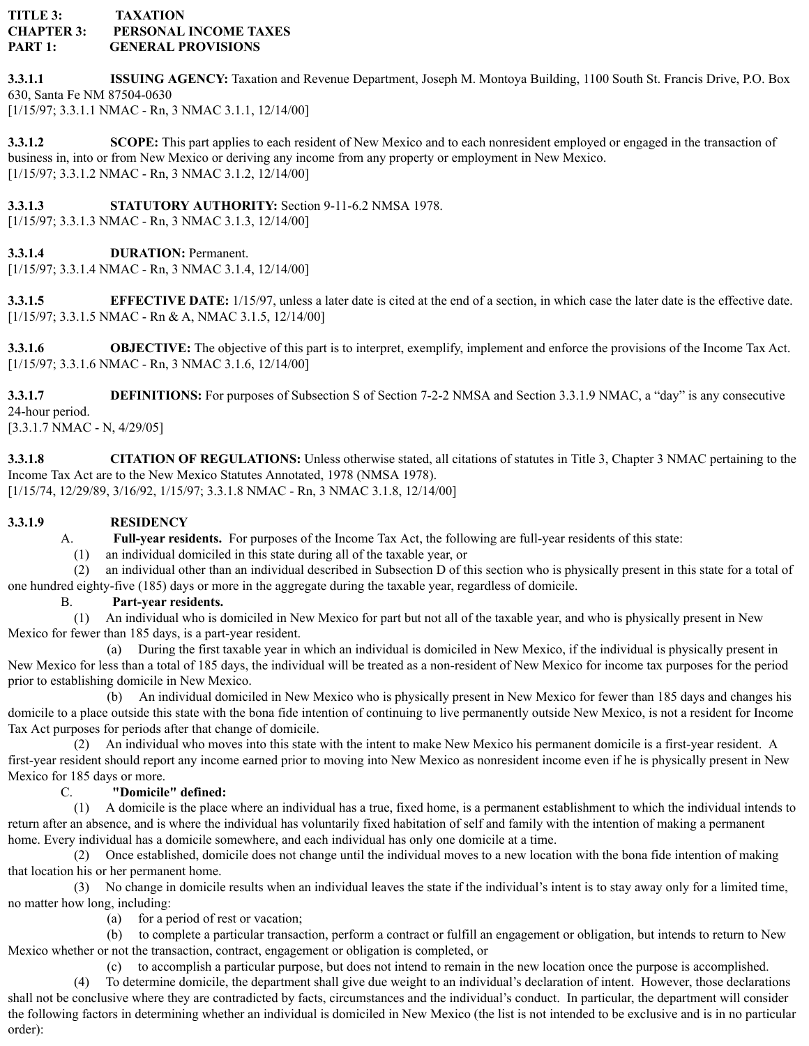**TITLE 3: TAXATION**
**CHAPTER 3: PERSONAL INCOME TAXES**
**PART 1: GENERAL PROVISIONS**

**3.3.1.1 ISSUING AGENCY:** Taxation and Revenue Department, Joseph M. Montoya Building, 1100 South St. Francis Drive, P.O. Box 630, Santa Fe NM 87504-0630
[1/15/97; 3.3.1.1 NMAC - Rn, 3 NMAC 3.1.1, 12/14/00]

**3.3.1.2 SCOPE:** This part applies to each resident of New Mexico and to each nonresident employed or engaged in the transaction of business in, into or from New Mexico or deriving any income from any property or employment in New Mexico.
[1/15/97; 3.3.1.2 NMAC - Rn, 3 NMAC 3.1.2, 12/14/00]

**3.3.1.3 STATUTORY AUTHORITY:** Section 9-11-6.2 NMSA 1978.
[1/15/97; 3.3.1.3 NMAC - Rn, 3 NMAC 3.1.3, 12/14/00]

**3.3.1.4 DURATION:** Permanent.
[1/15/97; 3.3.1.4 NMAC - Rn, 3 NMAC 3.1.4, 12/14/00]

**3.3.1.5 EFFECTIVE DATE:** 1/15/97, unless a later date is cited at the end of a section, in which case the later date is the effective date.
[1/15/97; 3.3.1.5 NMAC - Rn & A, NMAC 3.1.5, 12/14/00]

**3.3.1.6 OBJECTIVE:** The objective of this part is to interpret, exemplify, implement and enforce the provisions of the Income Tax Act.
[1/15/97; 3.3.1.6 NMAC - Rn, 3 NMAC 3.1.6, 12/14/00]

**3.3.1.7 DEFINITIONS:** For purposes of Subsection S of Section 7-2-2 NMSA and Section 3.3.1.9 NMAC, a "day" is any consecutive 24-hour period.
[3.3.1.7 NMAC - N, 4/29/05]

**3.3.1.8 CITATION OF REGULATIONS:** Unless otherwise stated, all citations of statutes in Title 3, Chapter 3 NMAC pertaining to the Income Tax Act are to the New Mexico Statutes Annotated, 1978 (NMSA 1978).
[1/15/74, 12/29/89, 3/16/92, 1/15/97; 3.3.1.8 NMAC - Rn, 3 NMAC 3.1.8, 12/14/00]

**3.3.1.9 RESIDENCY**

A. **Full-year residents.** For purposes of the Income Tax Act, the following are full-year residents of this state:

(1) an individual domiciled in this state during all of the taxable year, or

(2) an individual other than an individual described in Subsection D of this section who is physically present in this state for a total of one hundred eighty-five (185) days or more in the aggregate during the taxable year, regardless of domicile.

B. **Part-year residents.**

(1) An individual who is domiciled in New Mexico for part but not all of the taxable year, and who is physically present in New Mexico for fewer than 185 days, is a part-year resident.

(a) During the first taxable year in which an individual is domiciled in New Mexico, if the individual is physically present in New Mexico for less than a total of 185 days, the individual will be treated as a non-resident of New Mexico for income tax purposes for the period prior to establishing domicile in New Mexico.

(b) An individual domiciled in New Mexico who is physically present in New Mexico for fewer than 185 days and changes his domicile to a place outside this state with the bona fide intention of continuing to live permanently outside New Mexico, is not a resident for Income Tax Act purposes for periods after that change of domicile.

(2) An individual who moves into this state with the intent to make New Mexico his permanent domicile is a first-year resident. A first-year resident should report any income earned prior to moving into New Mexico as nonresident income even if he is physically present in New Mexico for 185 days or more.

C. **"Domicile" defined:**

(1) A domicile is the place where an individual has a true, fixed home, is a permanent establishment to which the individual intends to return after an absence, and is where the individual has voluntarily fixed habitation of self and family with the intention of making a permanent home. Every individual has a domicile somewhere, and each individual has only one domicile at a time.

(2) Once established, domicile does not change until the individual moves to a new location with the bona fide intention of making that location his or her permanent home.

(3) No change in domicile results when an individual leaves the state if the individual's intent is to stay away only for a limited time, no matter how long, including:

(a) for a period of rest or vacation;

(b) to complete a particular transaction, perform a contract or fulfill an engagement or obligation, but intends to return to New Mexico whether or not the transaction, contract, engagement or obligation is completed, or

(c) to accomplish a particular purpose, but does not intend to remain in the new location once the purpose is accomplished.

(4) To determine domicile, the department shall give due weight to an individual's declaration of intent. However, those declarations shall not be conclusive where they are contradicted by facts, circumstances and the individual's conduct. In particular, the department will consider the following factors in determining whether an individual is domiciled in New Mexico (the list is not intended to be exclusive and is in no particular order):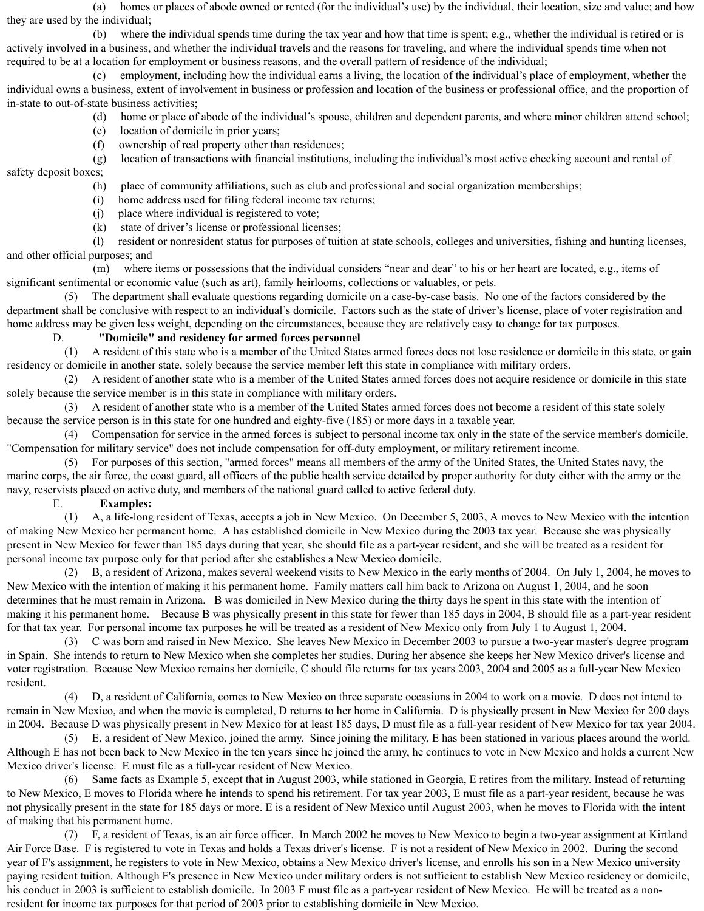(a) homes or places of abode owned or rented (for the individual's use) by the individual, their location, size and value; and how they are used by the individual;

(b) where the individual spends time during the tax year and how that time is spent; e.g., whether the individual is retired or is actively involved in a business, and whether the individual travels and the reasons for traveling, and where the individual spends time when not required to be at a location for employment or business reasons, and the overall pattern of residence of the individual;

(c) employment, including how the individual earns a living, the location of the individual's place of employment, whether the individual owns a business, extent of involvement in business or profession and location of the business or professional office, and the proportion of in-state to out-of-state business activities;

(d) home or place of abode of the individual's spouse, children and dependent parents, and where minor children attend school;

(e) location of domicile in prior years;

(f) ownership of real property other than residences;

(g) location of transactions with financial institutions, including the individual's most active checking account and rental of safety deposit boxes;

(h) place of community affiliations, such as club and professional and social organization memberships;

(i) home address used for filing federal income tax returns;

(j) place where individual is registered to vote;

(k) state of driver's license or professional licenses;

(l) resident or nonresident status for purposes of tuition at state schools, colleges and universities, fishing and hunting licenses, and other official purposes; and

(m) where items or possessions that the individual considers "near and dear" to his or her heart are located, e.g., items of significant sentimental or economic value (such as art), family heirlooms, collections or valuables, or pets.

(5) The department shall evaluate questions regarding domicile on a case-by-case basis. No one of the factors considered by the department shall be conclusive with respect to an individual's domicile. Factors such as the state of driver's license, place of voter registration and home address may be given less weight, depending on the circumstances, because they are relatively easy to change for tax purposes.

D. **"Domicile" and residency for armed forces personnel**

(1) A resident of this state who is a member of the United States armed forces does not lose residence or domicile in this state, or gain residency or domicile in another state, solely because the service member left this state in compliance with military orders.

(2) A resident of another state who is a member of the United States armed forces does not acquire residence or domicile in this state solely because the service member is in this state in compliance with military orders.

(3) A resident of another state who is a member of the United States armed forces does not become a resident of this state solely because the service person is in this state for one hundred and eighty-five (185) or more days in a taxable year.

(4) Compensation for service in the armed forces is subject to personal income tax only in the state of the service member's domicile. "Compensation for military service" does not include compensation for off-duty employment, or military retirement income.

(5) For purposes of this section, "armed forces" means all members of the army of the United States, the United States navy, the marine corps, the air force, the coast guard, all officers of the public health service detailed by proper authority for duty either with the army or the navy, reservists placed on active duty, and members of the national guard called to active federal duty.

E. **Examples:**

(1) A, a life-long resident of Texas, accepts a job in New Mexico. On December 5, 2003, A moves to New Mexico with the intention of making New Mexico her permanent home. A has established domicile in New Mexico during the 2003 tax year. Because she was physically present in New Mexico for fewer than 185 days during that year, she should file as a part-year resident, and she will be treated as a resident for personal income tax purpose only for that period after she establishes a New Mexico domicile.

(2) B, a resident of Arizona, makes several weekend visits to New Mexico in the early months of 2004. On July 1, 2004, he moves to New Mexico with the intention of making it his permanent home. Family matters call him back to Arizona on August 1, 2004, and he soon determines that he must remain in Arizona. B was domiciled in New Mexico during the thirty days he spent in this state with the intention of making it his permanent home. Because B was physically present in this state for fewer than 185 days in 2004, B should file as a part-year resident for that tax year. For personal income tax purposes he will be treated as a resident of New Mexico only from July 1 to August 1, 2004.

(3) C was born and raised in New Mexico. She leaves New Mexico in December 2003 to pursue a two-year master's degree program in Spain. She intends to return to New Mexico when she completes her studies. During her absence she keeps her New Mexico driver's license and voter registration. Because New Mexico remains her domicile, C should file returns for tax years 2003, 2004 and 2005 as a full-year New Mexico resident.

(4) D, a resident of California, comes to New Mexico on three separate occasions in 2004 to work on a movie. D does not intend to remain in New Mexico, and when the movie is completed, D returns to her home in California. D is physically present in New Mexico for 200 days in 2004. Because D was physically present in New Mexico for at least 185 days, D must file as a full-year resident of New Mexico for tax year 2004.

(5) E, a resident of New Mexico, joined the army. Since joining the military, E has been stationed in various places around the world. Although E has not been back to New Mexico in the ten years since he joined the army, he continues to vote in New Mexico and holds a current New Mexico driver's license. E must file as a full-year resident of New Mexico.

(6) Same facts as Example 5, except that in August 2003, while stationed in Georgia, E retires from the military. Instead of returning to New Mexico, E moves to Florida where he intends to spend his retirement. For tax year 2003, E must file as a part-year resident, because he was not physically present in the state for 185 days or more. E is a resident of New Mexico until August 2003, when he moves to Florida with the intent of making that his permanent home.

(7) F, a resident of Texas, is an air force officer. In March 2002 he moves to New Mexico to begin a two-year assignment at Kirtland Air Force Base. F is registered to vote in Texas and holds a Texas driver's license. F is not a resident of New Mexico in 2002. During the second year of F's assignment, he registers to vote in New Mexico, obtains a New Mexico driver's license, and enrolls his son in a New Mexico university paying resident tuition. Although F's presence in New Mexico under military orders is not sufficient to establish New Mexico residency or domicile, his conduct in 2003 is sufficient to establish domicile. In 2003 F must file as a part-year resident of New Mexico. He will be treated as a non-resident for income tax purposes for that period of 2003 prior to establishing domicile in New Mexico.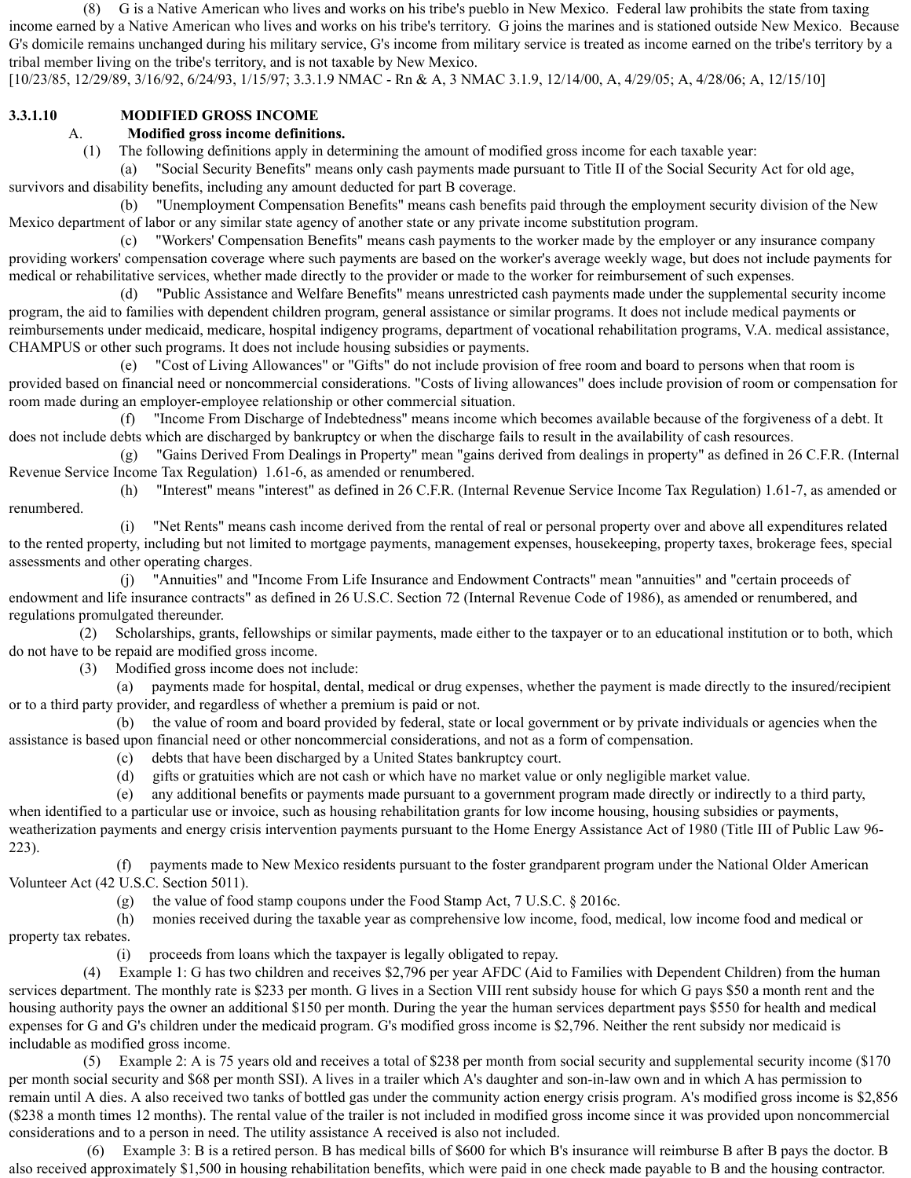(8) G is a Native American who lives and works on his tribe's pueblo in New Mexico. Federal law prohibits the state from taxing income earned by a Native American who lives and works on his tribe's territory. G joins the marines and is stationed outside New Mexico. Because G's domicile remains unchanged during his military service, G's income from military service is treated as income earned on the tribe's territory by a tribal member living on the tribe's territory, and is not taxable by New Mexico.

[10/23/85, 12/29/89, 3/16/92, 6/24/93, 1/15/97; 3.3.1.9 NMAC - Rn & A, 3 NMAC 3.1.9, 12/14/00, A, 4/29/05; A, 4/28/06; A, 12/15/10]

**3.3.1.10 MODIFIED GROSS INCOME**

A. **Modified gross income definitions.**

(1) The following definitions apply in determining the amount of modified gross income for each taxable year:

(a) "Social Security Benefits" means only cash payments made pursuant to Title II of the Social Security Act for old age, survivors and disability benefits, including any amount deducted for part B coverage.

(b) "Unemployment Compensation Benefits" means cash benefits paid through the employment security division of the New Mexico department of labor or any similar state agency of another state or any private income substitution program.

(c) "Workers' Compensation Benefits" means cash payments to the worker made by the employer or any insurance company providing workers' compensation coverage where such payments are based on the worker's average weekly wage, but does not include payments for medical or rehabilitative services, whether made directly to the provider or made to the worker for reimbursement of such expenses.

(d) "Public Assistance and Welfare Benefits" means unrestricted cash payments made under the supplemental security income program, the aid to families with dependent children program, general assistance or similar programs. It does not include medical payments or reimbursements under medicaid, medicare, hospital indigency programs, department of vocational rehabilitation programs, V.A. medical assistance, CHAMPUS or other such programs. It does not include housing subsidies or payments.

(e) "Cost of Living Allowances" or "Gifts" do not include provision of free room and board to persons when that room is provided based on financial need or noncommercial considerations. "Costs of living allowances" does include provision of room or compensation for room made during an employer-employee relationship or other commercial situation.

(f) "Income From Discharge of Indebtedness" means income which becomes available because of the forgiveness of a debt. It does not include debts which are discharged by bankruptcy or when the discharge fails to result in the availability of cash resources.

(g) "Gains Derived From Dealings in Property" mean "gains derived from dealings in property" as defined in 26 C.F.R. (Internal Revenue Service Income Tax Regulation) 1.61-6, as amended or renumbered.

(h) "Interest" means "interest" as defined in 26 C.F.R. (Internal Revenue Service Income Tax Regulation) 1.61-7, as amended or renumbered.

(i) "Net Rents" means cash income derived from the rental of real or personal property over and above all expenditures related to the rented property, including but not limited to mortgage payments, management expenses, housekeeping, property taxes, brokerage fees, special assessments and other operating charges.

(j) "Annuities" and "Income From Life Insurance and Endowment Contracts" mean "annuities" and "certain proceeds of endowment and life insurance contracts" as defined in 26 U.S.C. Section 72 (Internal Revenue Code of 1986), as amended or renumbered, and regulations promulgated thereunder.

(2) Scholarships, grants, fellowships or similar payments, made either to the taxpayer or to an educational institution or to both, which do not have to be repaid are modified gross income.

(3) Modified gross income does not include:

(a) payments made for hospital, dental, medical or drug expenses, whether the payment is made directly to the insured/recipient or to a third party provider, and regardless of whether a premium is paid or not.

(b) the value of room and board provided by federal, state or local government or by private individuals or agencies when the assistance is based upon financial need or other noncommercial considerations, and not as a form of compensation.

(c) debts that have been discharged by a United States bankruptcy court.

(d) gifts or gratuities which are not cash or which have no market value or only negligible market value.

(e) any additional benefits or payments made pursuant to a government program made directly or indirectly to a third party, when identified to a particular use or invoice, such as housing rehabilitation grants for low income housing, housing subsidies or payments, weatherization payments and energy crisis intervention payments pursuant to the Home Energy Assistance Act of 1980 (Title III of Public Law 96-223).

(f) payments made to New Mexico residents pursuant to the foster grandparent program under the National Older American Volunteer Act (42 U.S.C. Section 5011).

(g) the value of food stamp coupons under the Food Stamp Act, 7 U.S.C. § 2016c.

(h) monies received during the taxable year as comprehensive low income, food, medical, low income food and medical or property tax rebates.

(i) proceeds from loans which the taxpayer is legally obligated to repay.

(4) Example 1: G has two children and receives $2,796 per year AFDC (Aid to Families with Dependent Children) from the human services department. The monthly rate is $233 per month. G lives in a Section VIII rent subsidy house for which G pays $50 a month rent and the housing authority pays the owner an additional $150 per month. During the year the human services department pays $550 for health and medical expenses for G and G's children under the medicaid program. G's modified gross income is $2,796. Neither the rent subsidy nor medicaid is includable as modified gross income.

(5) Example 2: A is 75 years old and receives a total of $238 per month from social security and supplemental security income ($170 per month social security and $68 per month SSI). A lives in a trailer which A's daughter and son-in-law own and in which A has permission to remain until A dies. A also received two tanks of bottled gas under the community action energy crisis program. A's modified gross income is $2,856 ($238 a month times 12 months). The rental value of the trailer is not included in modified gross income since it was provided upon noncommercial considerations and to a person in need. The utility assistance A received is also not included.

(6) Example 3: B is a retired person. B has medical bills of $600 for which B's insurance will reimburse B after B pays the doctor. B also received approximately $1,500 in housing rehabilitation benefits, which were paid in one check made payable to B and the housing contractor.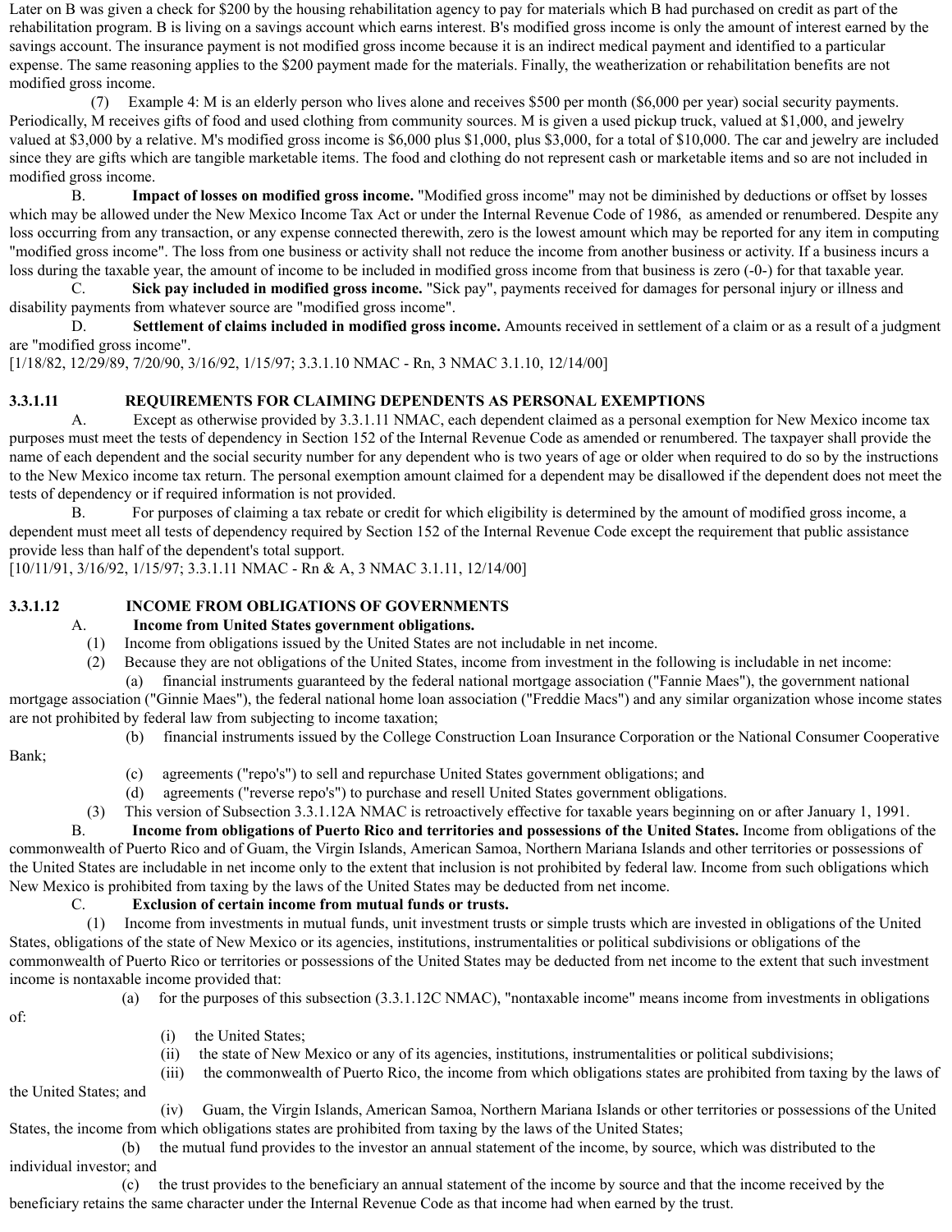Later on B was given a check for $200 by the housing rehabilitation agency to pay for materials which B had purchased on credit as part of the rehabilitation program. B is living on a savings account which earns interest. B's modified gross income is only the amount of interest earned by the savings account. The insurance payment is not modified gross income because it is an indirect medical payment and identified to a particular expense. The same reasoning applies to the $200 payment made for the materials. Finally, the weatherization or rehabilitation benefits are not modified gross income.

(7) Example 4: M is an elderly person who lives alone and receives $500 per month ($6,000 per year) social security payments. Periodically, M receives gifts of food and used clothing from community sources. M is given a used pickup truck, valued at $1,000, and jewelry valued at $3,000 by a relative. M's modified gross income is $6,000 plus $1,000, plus $3,000, for a total of $10,000. The car and jewelry are included since they are gifts which are tangible marketable items. The food and clothing do not represent cash or marketable items and so are not included in modified gross income.

B. **Impact of losses on modified gross income.** "Modified gross income" may not be diminished by deductions or offset by losses which may be allowed under the New Mexico Income Tax Act or under the Internal Revenue Code of 1986, as amended or renumbered. Despite any loss occurring from any transaction, or any expense connected therewith, zero is the lowest amount which may be reported for any item in computing "modified gross income". The loss from one business or activity shall not reduce the income from another business or activity. If a business incurs a loss during the taxable year, the amount of income to be included in modified gross income from that business is zero (-0-) for that taxable year.

C. **Sick pay included in modified gross income.** "Sick pay", payments received for damages for personal injury or illness and disability payments from whatever source are "modified gross income".

D. **Settlement of claims included in modified gross income.** Amounts received in settlement of a claim or as a result of a judgment are "modified gross income".

[1/18/82, 12/29/89, 7/20/90, 3/16/92, 1/15/97; 3.3.1.10 NMAC - Rn, 3 NMAC 3.1.10, 12/14/00]

**3.3.1.11 REQUIREMENTS FOR CLAIMING DEPENDENTS AS PERSONAL EXEMPTIONS**

A. Except as otherwise provided by 3.3.1.11 NMAC, each dependent claimed as a personal exemption for New Mexico income tax purposes must meet the tests of dependency in Section 152 of the Internal Revenue Code as amended or renumbered. The taxpayer shall provide the name of each dependent and the social security number for any dependent who is two years of age or older when required to do so by the instructions to the New Mexico income tax return. The personal exemption amount claimed for a dependent may be disallowed if the dependent does not meet the tests of dependency or if required information is not provided.

B. For purposes of claiming a tax rebate or credit for which eligibility is determined by the amount of modified gross income, a dependent must meet all tests of dependency required by Section 152 of the Internal Revenue Code except the requirement that public assistance provide less than half of the dependent's total support.

[10/11/91, 3/16/92, 1/15/97; 3.3.1.11 NMAC - Rn & A, 3 NMAC 3.1.11, 12/14/00]

**3.3.1.12 INCOME FROM OBLIGATIONS OF GOVERNMENTS**

A. **Income from United States government obligations.**

(1) Income from obligations issued by the United States are not includable in net income.

(2) Because they are not obligations of the United States, income from investment in the following is includable in net income:

(a) financial instruments guaranteed by the federal national mortgage association ("Fannie Maes"), the government national mortgage association ("Ginnie Maes"), the federal national home loan association ("Freddie Macs") and any similar organization whose income states are not prohibited by federal law from subjecting to income taxation;

(b) financial instruments issued by the College Construction Loan Insurance Corporation or the National Consumer Cooperative Bank;

(c) agreements ("repo's") to sell and repurchase United States government obligations; and

(d) agreements ("reverse repo's") to purchase and resell United States government obligations.

(3) This version of Subsection 3.3.1.12A NMAC is retroactively effective for taxable years beginning on or after January 1, 1991.

B. **Income from obligations of Puerto Rico and territories and possessions of the United States.** Income from obligations of the commonwealth of Puerto Rico and of Guam, the Virgin Islands, American Samoa, Northern Mariana Islands and other territories or possessions of the United States are includable in net income only to the extent that inclusion is not prohibited by federal law. Income from such obligations which New Mexico is prohibited from taxing by the laws of the United States may be deducted from net income.

C. **Exclusion of certain income from mutual funds or trusts.**

(1) Income from investments in mutual funds, unit investment trusts or simple trusts which are invested in obligations of the United States, obligations of the state of New Mexico or its agencies, institutions, instrumentalities or political subdivisions or obligations of the commonwealth of Puerto Rico or territories or possessions of the United States may be deducted from net income to the extent that such investment income is nontaxable income provided that:

(a) for the purposes of this subsection (3.3.1.12C NMAC), "nontaxable income" means income from investments in obligations of:

(i) the United States;

(ii) the state of New Mexico or any of its agencies, institutions, instrumentalities or political subdivisions;

(iii) the commonwealth of Puerto Rico, the income from which obligations states are prohibited from taxing by the laws of the United States; and

(iv) Guam, the Virgin Islands, American Samoa, Northern Mariana Islands or other territories or possessions of the United States, the income from which obligations states are prohibited from taxing by the laws of the United States;

(b) the mutual fund provides to the investor an annual statement of the income, by source, which was distributed to the individual investor; and

(c) the trust provides to the beneficiary an annual statement of the income by source and that the income received by the beneficiary retains the same character under the Internal Revenue Code as that income had when earned by the trust.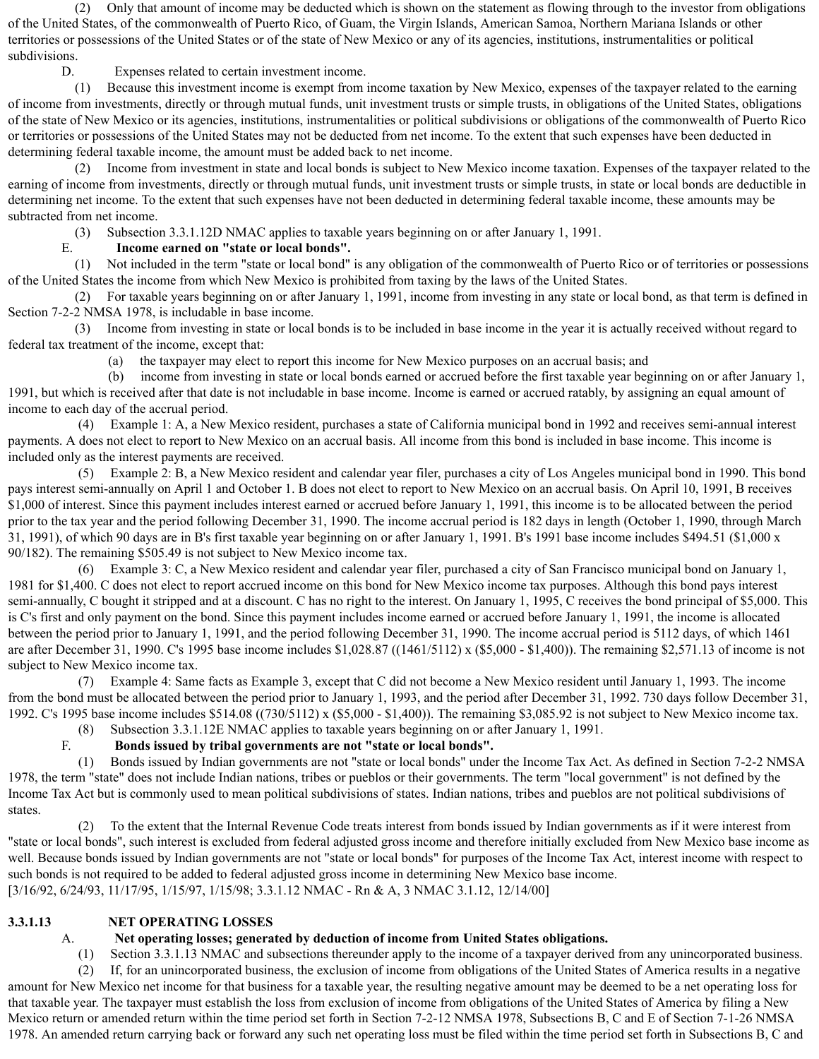(2) Only that amount of income may be deducted which is shown on the statement as flowing through to the investor from obligations of the United States, of the commonwealth of Puerto Rico, of Guam, the Virgin Islands, American Samoa, Northern Mariana Islands or other territories or possessions of the United States or of the state of New Mexico or any of its agencies, institutions, instrumentalities or political subdivisions.

D. Expenses related to certain investment income.

(1) Because this investment income is exempt from income taxation by New Mexico, expenses of the taxpayer related to the earning of income from investments, directly or through mutual funds, unit investment trusts or simple trusts, in obligations of the United States, obligations of the state of New Mexico or its agencies, institutions, instrumentalities or political subdivisions or obligations of the commonwealth of Puerto Rico or territories or possessions of the United States may not be deducted from net income. To the extent that such expenses have been deducted in determining federal taxable income, the amount must be added back to net income.

(2) Income from investment in state and local bonds is subject to New Mexico income taxation. Expenses of the taxpayer related to the earning of income from investments, directly or through mutual funds, unit investment trusts or simple trusts, in state or local bonds are deductible in determining net income. To the extent that such expenses have not been deducted in determining federal taxable income, these amounts may be subtracted from net income.

(3) Subsection 3.3.1.12D NMAC applies to taxable years beginning on or after January 1, 1991.

E. **Income earned on "state or local bonds".**

(1) Not included in the term "state or local bond" is any obligation of the commonwealth of Puerto Rico or of territories or possessions of the United States the income from which New Mexico is prohibited from taxing by the laws of the United States.

(2) For taxable years beginning on or after January 1, 1991, income from investing in any state or local bond, as that term is defined in Section 7-2-2 NMSA 1978, is includable in base income.

(3) Income from investing in state or local bonds is to be included in base income in the year it is actually received without regard to federal tax treatment of the income, except that:

(a) the taxpayer may elect to report this income for New Mexico purposes on an accrual basis; and

(b) income from investing in state or local bonds earned or accrued before the first taxable year beginning on or after January 1, 1991, but which is received after that date is not includable in base income. Income is earned or accrued ratably, by assigning an equal amount of income to each day of the accrual period.

(4) Example 1: A, a New Mexico resident, purchases a state of California municipal bond in 1992 and receives semi-annual interest payments. A does not elect to report to New Mexico on an accrual basis. All income from this bond is included in base income. This income is included only as the interest payments are received.

(5) Example 2: B, a New Mexico resident and calendar year filer, purchases a city of Los Angeles municipal bond in 1990. This bond pays interest semi-annually on April 1 and October 1. B does not elect to report to New Mexico on an accrual basis. On April 10, 1991, B receives $1,000 of interest. Since this payment includes interest earned or accrued before January 1, 1991, this income is to be allocated between the period prior to the tax year and the period following December 31, 1990. The income accrual period is 182 days in length (October 1, 1990, through March 31, 1991), of which 90 days are in B's first taxable year beginning on or after January 1, 1991. B's 1991 base income includes $494.51 ($1,000 x 90/182). The remaining $505.49 is not subject to New Mexico income tax.

(6) Example 3: C, a New Mexico resident and calendar year filer, purchased a city of San Francisco municipal bond on January 1, 1981 for $1,400. C does not elect to report accrued income on this bond for New Mexico income tax purposes. Although this bond pays interest semi-annually, C bought it stripped and at a discount. C has no right to the interest. On January 1, 1995, C receives the bond principal of $5,000. This is C's first and only payment on the bond. Since this payment includes income earned or accrued before January 1, 1991, the income is allocated between the period prior to January 1, 1991, and the period following December 31, 1990. The income accrual period is 5112 days, of which 1461 are after December 31, 1990. C's 1995 base income includes $1,028.87 ((1461/5112) x ($5,000 - $1,400)). The remaining $2,571.13 of income is not subject to New Mexico income tax.

(7) Example 4: Same facts as Example 3, except that C did not become a New Mexico resident until January 1, 1993. The income from the bond must be allocated between the period prior to January 1, 1993, and the period after December 31, 1992. 730 days follow December 31, 1992. C's 1995 base income includes $514.08 ((730/5112) x ($5,000 - $1,400)). The remaining $3,085.92 is not subject to New Mexico income tax.

(8) Subsection 3.3.1.12E NMAC applies to taxable years beginning on or after January 1, 1991.

F. **Bonds issued by tribal governments are not "state or local bonds".**

(1) Bonds issued by Indian governments are not "state or local bonds" under the Income Tax Act. As defined in Section 7-2-2 NMSA 1978, the term "state" does not include Indian nations, tribes or pueblos or their governments. The term "local government" is not defined by the Income Tax Act but is commonly used to mean political subdivisions of states. Indian nations, tribes and pueblos are not political subdivisions of states.

(2) To the extent that the Internal Revenue Code treats interest from bonds issued by Indian governments as if it were interest from "state or local bonds", such interest is excluded from federal adjusted gross income and therefore initially excluded from New Mexico base income as well. Because bonds issued by Indian governments are not "state or local bonds" for purposes of the Income Tax Act, interest income with respect to such bonds is not required to be added to federal adjusted gross income in determining New Mexico base income.

[3/16/92, 6/24/93, 11/17/95, 1/15/97, 1/15/98; 3.3.1.12 NMAC - Rn & A, 3 NMAC 3.1.12, 12/14/00]

**3.3.1.13 NET OPERATING LOSSES**

A. **Net operating losses; generated by deduction of income from United States obligations.**

(1) Section 3.3.1.13 NMAC and subsections thereunder apply to the income of a taxpayer derived from any unincorporated business.

(2) If, for an unincorporated business, the exclusion of income from obligations of the United States of America results in a negative amount for New Mexico net income for that business for a taxable year, the resulting negative amount may be deemed to be a net operating loss for that taxable year. The taxpayer must establish the loss from exclusion of income from obligations of the United States of America by filing a New Mexico return or amended return within the time period set forth in Section 7-2-12 NMSA 1978, Subsections B, C and E of Section 7-1-26 NMSA 1978. An amended return carrying back or forward any such net operating loss must be filed within the time period set forth in Subsections B, C and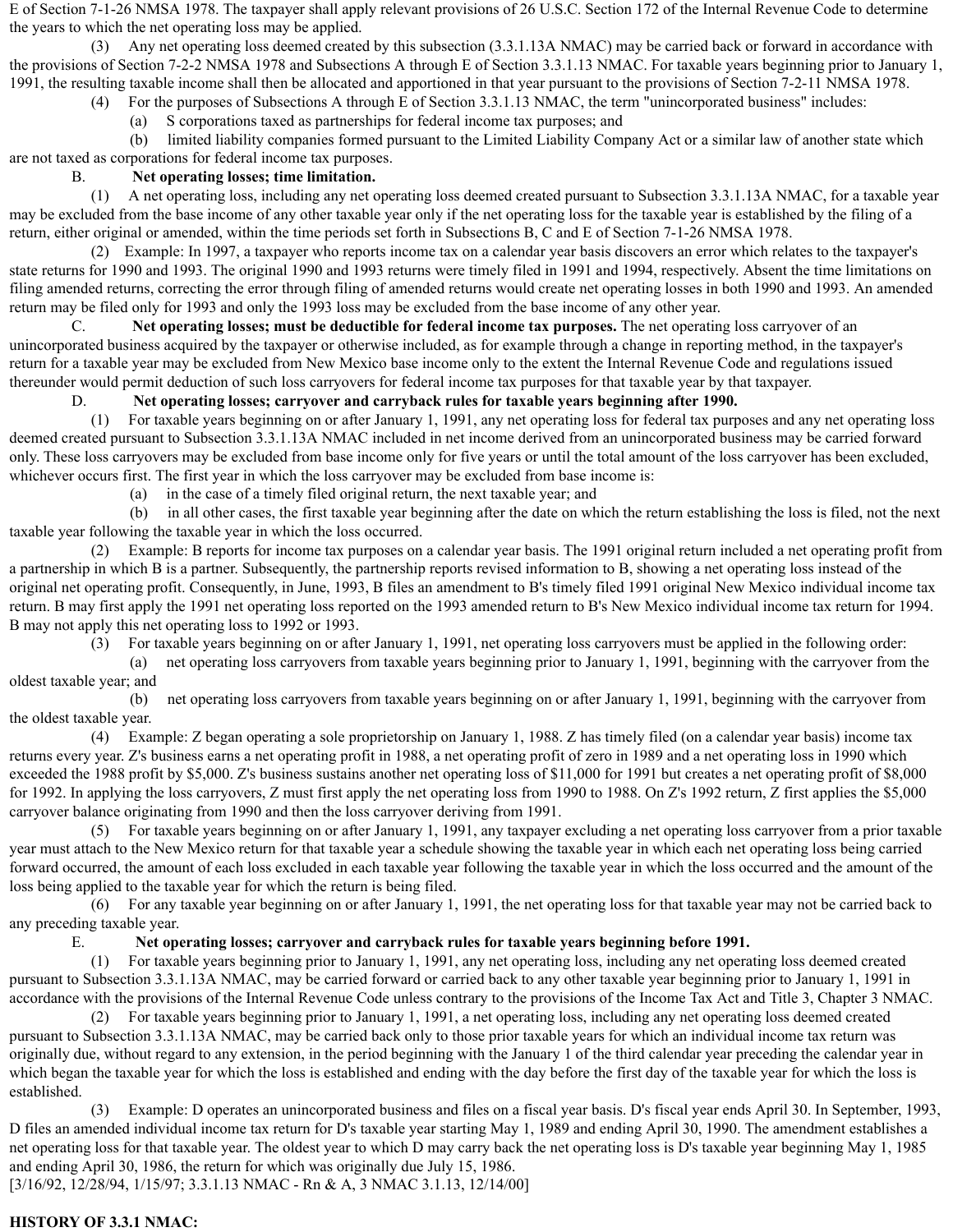E of Section 7-1-26 NMSA 1978. The taxpayer shall apply relevant provisions of 26 U.S.C. Section 172 of the Internal Revenue Code to determine the years to which the net operating loss may be applied.

(3) Any net operating loss deemed created by this subsection (3.3.1.13A NMAC) may be carried back or forward in accordance with the provisions of Section 7-2-2 NMSA 1978 and Subsections A through E of Section 3.3.1.13 NMAC. For taxable years beginning prior to January 1, 1991, the resulting taxable income shall then be allocated and apportioned in that year pursuant to the provisions of Section 7-2-11 NMSA 1978.

(4) For the purposes of Subsections A through E of Section 3.3.1.13 NMAC, the term "unincorporated business" includes:

(a) S corporations taxed as partnerships for federal income tax purposes; and

(b) limited liability companies formed pursuant to the Limited Liability Company Act or a similar law of another state which are not taxed as corporations for federal income tax purposes.

B. **Net operating losses; time limitation.**

(1) A net operating loss, including any net operating loss deemed created pursuant to Subsection 3.3.1.13A NMAC, for a taxable year may be excluded from the base income of any other taxable year only if the net operating loss for the taxable year is established by the filing of a return, either original or amended, within the time periods set forth in Subsections B, C and E of Section 7-1-26 NMSA 1978.

(2) Example: In 1997, a taxpayer who reports income tax on a calendar year basis discovers an error which relates to the taxpayer's state returns for 1990 and 1993. The original 1990 and 1993 returns were timely filed in 1991 and 1994, respectively. Absent the time limitations on filing amended returns, correcting the error through filing of amended returns would create net operating losses in both 1990 and 1993. An amended return may be filed only for 1993 and only the 1993 loss may be excluded from the base income of any other year.

C. **Net operating losses; must be deductible for federal income tax purposes.** The net operating loss carryover of an unincorporated business acquired by the taxpayer or otherwise included, as for example through a change in reporting method, in the taxpayer's return for a taxable year may be excluded from New Mexico base income only to the extent the Internal Revenue Code and regulations issued thereunder would permit deduction of such loss carryovers for federal income tax purposes for that taxable year by that taxpayer.

D. **Net operating losses; carryover and carryback rules for taxable years beginning after 1990.**

(1) For taxable years beginning on or after January 1, 1991, any net operating loss for federal tax purposes and any net operating loss deemed created pursuant to Subsection 3.3.1.13A NMAC included in net income derived from an unincorporated business may be carried forward only. These loss carryovers may be excluded from base income only for five years or until the total amount of the loss carryover has been excluded, whichever occurs first. The first year in which the loss carryover may be excluded from base income is:

(a) in the case of a timely filed original return, the next taxable year; and

(b) in all other cases, the first taxable year beginning after the date on which the return establishing the loss is filed, not the next taxable year following the taxable year in which the loss occurred.

(2) Example: B reports for income tax purposes on a calendar year basis. The 1991 original return included a net operating profit from a partnership in which B is a partner. Subsequently, the partnership reports revised information to B, showing a net operating loss instead of the original net operating profit. Consequently, in June, 1993, B files an amendment to B's timely filed 1991 original New Mexico individual income tax return. B may first apply the 1991 net operating loss reported on the 1993 amended return to B's New Mexico individual income tax return for 1994. B may not apply this net operating loss to 1992 or 1993.

(3) For taxable years beginning on or after January 1, 1991, net operating loss carryovers must be applied in the following order:

(a) net operating loss carryovers from taxable years beginning prior to January 1, 1991, beginning with the carryover from the oldest taxable year; and

(b) net operating loss carryovers from taxable years beginning on or after January 1, 1991, beginning with the carryover from the oldest taxable year.

(4) Example: Z began operating a sole proprietorship on January 1, 1988. Z has timely filed (on a calendar year basis) income tax returns every year. Z's business earns a net operating profit in 1988, a net operating profit of zero in 1989 and a net operating loss in 1990 which exceeded the 1988 profit by $5,000. Z's business sustains another net operating loss of $11,000 for 1991 but creates a net operating profit of $8,000 for 1992. In applying the loss carryovers, Z must first apply the net operating loss from 1990 to 1988. On Z's 1992 return, Z first applies the $5,000 carryover balance originating from 1990 and then the loss carryover deriving from 1991.

(5) For taxable years beginning on or after January 1, 1991, any taxpayer excluding a net operating loss carryover from a prior taxable year must attach to the New Mexico return for that taxable year a schedule showing the taxable year in which each net operating loss being carried forward occurred, the amount of each loss excluded in each taxable year following the taxable year in which the loss occurred and the amount of the loss being applied to the taxable year for which the return is being filed.

(6) For any taxable year beginning on or after January 1, 1991, the net operating loss for that taxable year may not be carried back to any preceding taxable year.

E. **Net operating losses; carryover and carryback rules for taxable years beginning before 1991.**

(1) For taxable years beginning prior to January 1, 1991, any net operating loss, including any net operating loss deemed created pursuant to Subsection 3.3.1.13A NMAC, may be carried forward or carried back to any other taxable year beginning prior to January 1, 1991 in accordance with the provisions of the Internal Revenue Code unless contrary to the provisions of the Income Tax Act and Title 3, Chapter 3 NMAC.

(2) For taxable years beginning prior to January 1, 1991, a net operating loss, including any net operating loss deemed created pursuant to Subsection 3.3.1.13A NMAC, may be carried back only to those prior taxable years for which an individual income tax return was originally due, without regard to any extension, in the period beginning with the January 1 of the third calendar year preceding the calendar year in which began the taxable year for which the loss is established and ending with the day before the first day of the taxable year for which the loss is established.

(3) Example: D operates an unincorporated business and files on a fiscal year basis. D's fiscal year ends April 30. In September, 1993, D files an amended individual income tax return for D's taxable year starting May 1, 1989 and ending April 30, 1990. The amendment establishes a net operating loss for that taxable year. The oldest year to which D may carry back the net operating loss is D's taxable year beginning May 1, 1985 and ending April 30, 1986, the return for which was originally due July 15, 1986.

[3/16/92, 12/28/94, 1/15/97; 3.3.1.13 NMAC - Rn & A, 3 NMAC 3.1.13, 12/14/00]

**HISTORY OF 3.3.1 NMAC:**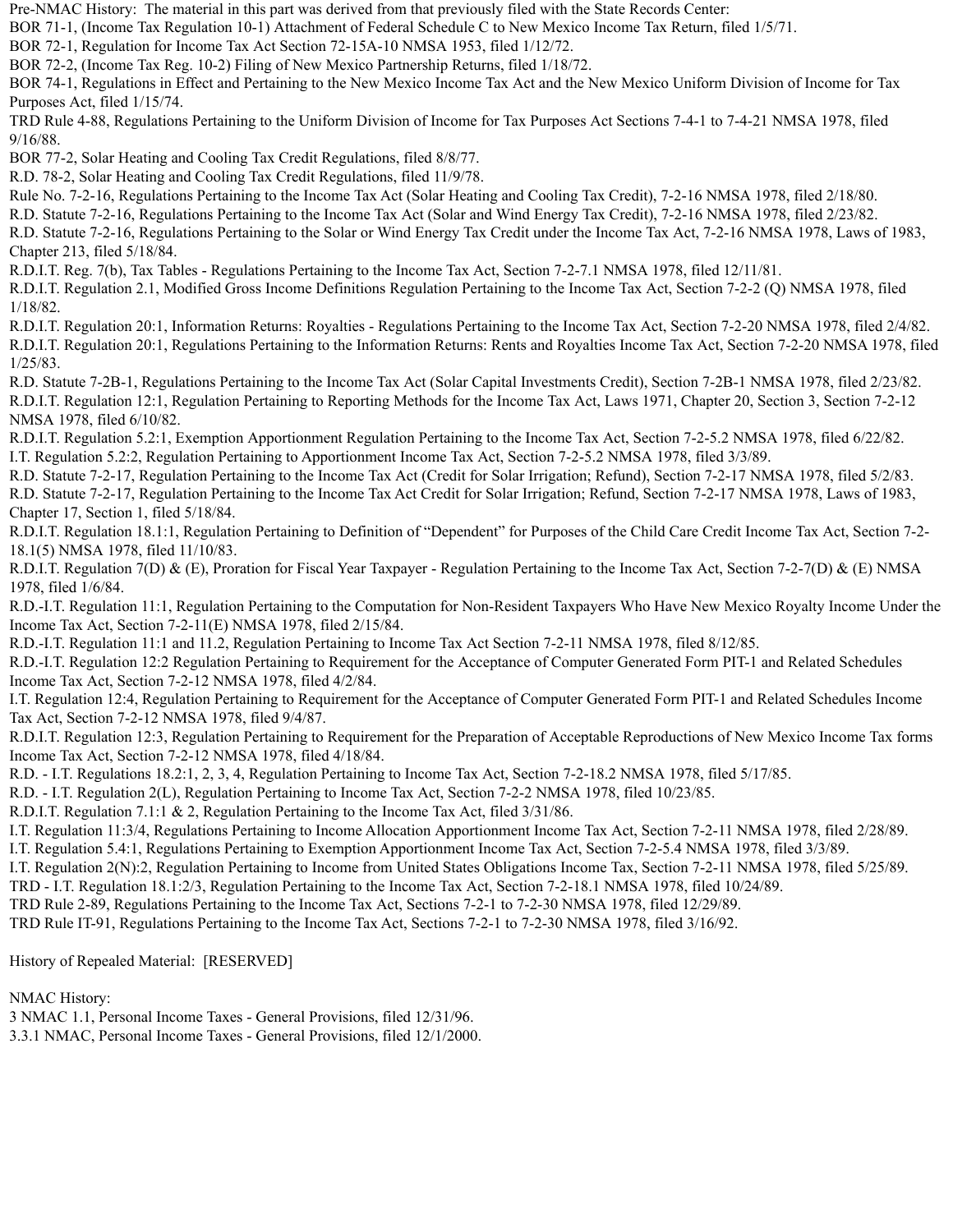Pre-NMAC History: The material in this part was derived from that previously filed with the State Records Center:
BOR 71-1, (Income Tax Regulation 10-1) Attachment of Federal Schedule C to New Mexico Income Tax Return, filed 1/5/71.
BOR 72-1, Regulation for Income Tax Act Section 72-15A-10 NMSA 1953, filed 1/12/72.
BOR 72-2, (Income Tax Reg. 10-2) Filing of New Mexico Partnership Returns, filed 1/18/72.
BOR 74-1, Regulations in Effect and Pertaining to the New Mexico Income Tax Act and the New Mexico Uniform Division of Income for Tax Purposes Act, filed 1/15/74.
TRD Rule 4-88, Regulations Pertaining to the Uniform Division of Income for Tax Purposes Act Sections 7-4-1 to 7-4-21 NMSA 1978, filed 9/16/88.
BOR 77-2, Solar Heating and Cooling Tax Credit Regulations, filed 8/8/77.
R.D. 78-2, Solar Heating and Cooling Tax Credit Regulations, filed 11/9/78.
Rule No. 7-2-16, Regulations Pertaining to the Income Tax Act (Solar Heating and Cooling Tax Credit), 7-2-16 NMSA 1978, filed 2/18/80.
R.D. Statute 7-2-16, Regulations Pertaining to the Income Tax Act (Solar and Wind Energy Tax Credit), 7-2-16 NMSA 1978, filed 2/23/82.
R.D. Statute 7-2-16, Regulations Pertaining to the Solar or Wind Energy Tax Credit under the Income Tax Act, 7-2-16 NMSA 1978, Laws of 1983, Chapter 213, filed 5/18/84.
R.D.I.T. Reg. 7(b), Tax Tables - Regulations Pertaining to the Income Tax Act, Section 7-2-7.1 NMSA 1978, filed 12/11/81.
R.D.I.T. Regulation 2.1, Modified Gross Income Definitions Regulation Pertaining to the Income Tax Act, Section 7-2-2 (Q) NMSA 1978, filed 1/18/82.
R.D.I.T. Regulation 20:1, Information Returns: Royalties - Regulations Pertaining to the Income Tax Act, Section 7-2-20 NMSA 1978, filed 2/4/82.
R.D.I.T. Regulation 20:1, Regulations Pertaining to the Information Returns: Rents and Royalties Income Tax Act, Section 7-2-20 NMSA 1978, filed 1/25/83.
R.D. Statute 7-2B-1, Regulations Pertaining to the Income Tax Act (Solar Capital Investments Credit), Section 7-2B-1 NMSA 1978, filed 2/23/82.
R.D.I.T. Regulation 12:1, Regulation Pertaining to Reporting Methods for the Income Tax Act, Laws 1971, Chapter 20, Section 3, Section 7-2-12 NMSA 1978, filed 6/10/82.
R.D.I.T. Regulation 5.2:1, Exemption Apportionment Regulation Pertaining to the Income Tax Act, Section 7-2-5.2 NMSA 1978, filed 6/22/82.
I.T. Regulation 5.2:2, Regulation Pertaining to Apportionment Income Tax Act, Section 7-2-5.2 NMSA 1978, filed 3/3/89.
R.D. Statute 7-2-17, Regulation Pertaining to the Income Tax Act (Credit for Solar Irrigation; Refund), Section 7-2-17 NMSA 1978, filed 5/2/83.
R.D. Statute 7-2-17, Regulation Pertaining to the Income Tax Act Credit for Solar Irrigation; Refund, Section 7-2-17 NMSA 1978, Laws of 1983, Chapter 17, Section 1, filed 5/18/84.
R.D.I.T. Regulation 18.1:1, Regulation Pertaining to Definition of “Dependent” for Purposes of the Child Care Credit Income Tax Act, Section 7-2-18.1(5) NMSA 1978, filed 11/10/83.
R.D.I.T. Regulation 7(D) & (E), Proration for Fiscal Year Taxpayer - Regulation Pertaining to the Income Tax Act, Section 7-2-7(D) & (E) NMSA 1978, filed 1/6/84.
R.D.-I.T. Regulation 11:1, Regulation Pertaining to the Computation for Non-Resident Taxpayers Who Have New Mexico Royalty Income Under the Income Tax Act, Section 7-2-11(E) NMSA 1978, filed 2/15/84.
R.D.-I.T. Regulation 11:1 and 11.2, Regulation Pertaining to Income Tax Act Section 7-2-11 NMSA 1978, filed 8/12/85.
R.D.-I.T. Regulation 12:2 Regulation Pertaining to Requirement for the Acceptance of Computer Generated Form PIT-1 and Related Schedules Income Tax Act, Section 7-2-12 NMSA 1978, filed 4/2/84.
I.T. Regulation 12:4, Regulation Pertaining to Requirement for the Acceptance of Computer Generated Form PIT-1 and Related Schedules Income Tax Act, Section 7-2-12 NMSA 1978, filed 9/4/87.
R.D.I.T. Regulation 12:3, Regulation Pertaining to Requirement for the Preparation of Acceptable Reproductions of New Mexico Income Tax forms Income Tax Act, Section 7-2-12 NMSA 1978, filed 4/18/84.
R.D. - I.T. Regulations 18.2:1, 2, 3, 4, Regulation Pertaining to Income Tax Act, Section 7-2-18.2 NMSA 1978, filed 5/17/85.
R.D. - I.T. Regulation 2(L), Regulation Pertaining to Income Tax Act, Section 7-2-2 NMSA 1978, filed 10/23/85.
R.D.I.T. Regulation 7.1:1 & 2, Regulation Pertaining to the Income Tax Act, filed 3/31/86.
I.T. Regulation 11:3/4, Regulations Pertaining to Income Allocation Apportionment Income Tax Act, Section 7-2-11 NMSA 1978, filed 2/28/89.
I.T. Regulation 5.4:1, Regulations Pertaining to Exemption Apportionment Income Tax Act, Section 7-2-5.4 NMSA 1978, filed 3/3/89.
I.T. Regulation 2(N):2, Regulation Pertaining to Income from United States Obligations Income Tax, Section 7-2-11 NMSA 1978, filed 5/25/89.
TRD - I.T. Regulation 18.1:2/3, Regulation Pertaining to the Income Tax Act, Section 7-2-18.1 NMSA 1978, filed 10/24/89.
TRD Rule 2-89, Regulations Pertaining to the Income Tax Act, Sections 7-2-1 to 7-2-30 NMSA 1978, filed 12/29/89.
TRD Rule IT-91, Regulations Pertaining to the Income Tax Act, Sections 7-2-1 to 7-2-30 NMSA 1978, filed 3/16/92.

History of Repealed Material: [RESERVED]

NMAC History:
3 NMAC 1.1, Personal Income Taxes - General Provisions, filed 12/31/96.
3.3.1 NMAC, Personal Income Taxes - General Provisions, filed 12/1/2000.